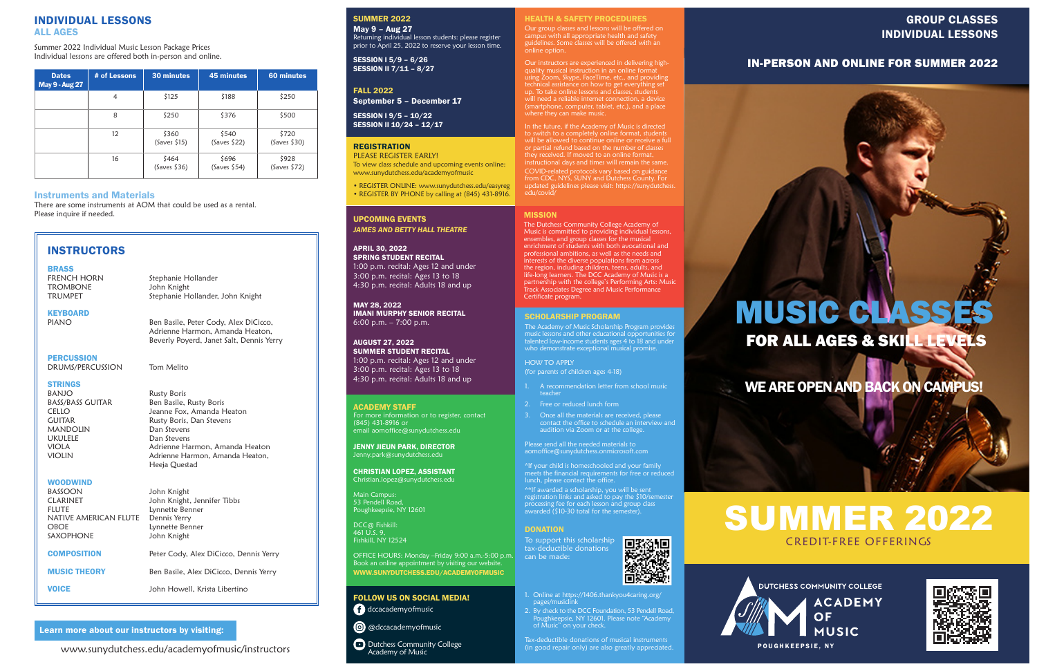## INDIVIDUAL LESSONS
### ALL AGES

Summer 2022 Individual Music Lesson Package Prices
Individual lessons are offered both in-person and online.

| Dates May 9 - Aug 27 | # of Lessons | 30 minutes | 45 minutes | 60 minutes |
|---|---|---|---|---|
| | 4 | $125 | $188 | $250 |
| | 8 | $250 | $376 | $500 |
| | 12 | $360 (Saves $15) | $540 (Saves $22) | $720 (Saves $30) |
| | 16 | $464 (Saves $36) | $696 (Saves $54) | $928 (Saves $72) |

### Instruments and Materials

There are some instruments at AOM that could be used as a rental. Please inquire if needed.

## INSTRUCTORS

**BRASS**

| | |
|---|---|
| FRENCH HORN | Stephanie Hollander |
| TROMBONE | John Knight |
| TRUMPET | Stephanie Hollander, John Knight |

**KEYBOARD**

| | |
|---|---|
| PIANO | Ben Basile, Peter Cody, Alex DiCicco, Adrienne Harmon, Amanda Heaton, Beverly Poyerd, Janet Salt, Dennis Yerry |

**PERCUSSION**

| | |
|---|---|
| DRUMS/PERCUSSION | Tom Melito |

**STRINGS**

| | |
|---|---|
| BANJO | Rusty Boris |
| BASS/BASS GUITAR | Ben Basile, Rusty Boris |
| CELLO | Jeanne Fox, Amanda Heaton |
| GUITAR | Rusty Boris, Dan Stevens |
| MANDOLIN | Dan Stevens |
| UKULELE | Dan Stevens |
| VIOLA | Adrienne Harmon, Amanda Heaton |
| VIOLIN | Adrienne Harmon, Amanda Heaton, Heeja Questad |

**WOODWIND**

| | |
|---|---|
| BASSOON | John Knight |
| CLARINET | John Knight, Jennifer Tibbs |
| FLUTE | Lynnette Benner |
| NATIVE AMERICAN FLUTE | Dennis Yerry |
| OBOE | Lynnette Benner |
| SAXOPHONE | John Knight |

| | |
|---|---|
| **COMPOSITION** | Peter Cody, Alex DiCicco, Dennis Yerry |
| **MUSIC THEORY** | Ben Basile, Alex DiCicco, Dennis Yerry |
| **VOICE** | John Howell, Krista Libertino |

**Learn more about our instructors by visiting:**
www.sunydutchess.edu/academyofmusic/instructors

## SUMMER 2022

**May 9 – Aug 27**
Returning individual lesson students: please register prior to April 25, 2022 to reserve your lesson time.

**SESSION I 5/9 – 6/26**
**SESSION II 7/11 – 8/27**

## FALL 2022

**September 5 – December 17**

**SESSION I 9/5 – 10/22**
**SESSION II 10/24 – 12/17**

## REGISTRATION

PLEASE REGISTER EARLY!
To view class schedule and upcoming events online: www.sunydutchess.edu/academyofmusic

- REGISTER ONLINE: www.sunydutchess.edu/easyreg
- REGISTER BY PHONE by calling at (845) 431-8916.

## UPCOMING EVENTS

*JAMES AND BETTY HALL THEATRE*

**APRIL 30, 2022**
**SPRING STUDENT RECITAL**
1:00 p.m. recital: Ages 12 and under
3:00 p.m. recital: Ages 13 to 18
4:30 p.m. recital: Adults 18 and up

**MAY 28, 2022**
**IMANI MURPHY SENIOR RECITAL**
6:00 p.m. – 7:00 p.m.

**AUGUST 27, 2022**
**SUMMER STUDENT RECITAL**
1:00 p.m. recital: Ages 12 and under
3:00 p.m. recital: Ages 13 to 18
4:30 p.m. recital: Adults 18 and up

## ACADEMY STAFF

For more information or to register, contact (845) 431-8916 or email aomoffice@sunydutchess.edu

**JENNY JIEUN PARK, DIRECTOR**
Jenny.park@sunydutchess.edu

**CHRISTIAN LOPEZ, ASSISTANT**
Christian.lopez@sunydutchess.edu

Main Campus:
53 Pendell Road,
Poughkeepsie, NY 12601

DCC@ Fishkill:
461 U.S. 9,
Fishkill, NY 12524

OFFICE HOURS: Monday –Friday 9:00 a.m.-5:00 p.m.
Book an online appointment by visiting our website.
**WWW.SUNYDUTCHESS.EDU/ACADEMYOFMUSIC**

## FOLLOW US ON SOCIAL MEDIA!

dccacademyofmusic
@dccacademyofmusic
Dutchess Community College Academy of Music

## HEALTH & SAFETY PROCEDURES

Our group classes and lessons will be offered on campus with all appropriate health and safety guidelines. Some classes will be offered with an online option.

Our instructors are experienced in delivering high-quality musical instruction in an online format using Zoom, Skype, FaceTime, etc., and providing technical assistance on how to get everything set up. To take online lessons and classes, students will need a reliable internet connection, a device (smartphone, computer, tablet, etc.), and a place where they can make music.

In the future, if the Academy of Music is directed to switch to a completely online format, students will be allowed to continue online or receive a full or partial refund based on the number of classes they received. If moved to an online format, instructional days and times will remain the same.

COVID-related protocols vary based on guidance from CDC, NYS, SUNY and Dutchess County. For updated guidelines please visit: https://sunydutchess.edu/covid/

## MISSION

The Dutchess Community College Academy of Music is committed to providing individual lessons, ensembles, and group classes for the musical enrichment of students with both avocational and professional ambitions, as well as the needs and interests of the diverse populations from across the region, including children, teens, adults, and life-long learners. The DCC Academy of Music is a partnership with the college's Performing Arts: Music Track Associates Degree and Music Performance Certificate program.

## SCHOLARSHIP PROGRAM

The Academy of Music Scholarship Program provides music lessons and other educational opportunities for talented low-income students ages 4 to 18 and under who demonstrate exceptional musical promise.

HOW TO APPLY
(for parents of children ages 4-18)

1. A recommendation letter from school music teacher
2. Free or reduced lunch form
3. Once all the materials are received, please contact the office to schedule an interview and audition via Zoom or at the college.

Please send all the needed materials to aomoffice@sunydutchess.onmicrosoft.com

*If your child is homeschooled and your family meets the financial requirements for free or reduced lunch, please contact the office.

**If awarded a scholarship, you will be sent registration links and asked to pay the $10/semester processing fee for each lesson and group class awarded ($10-30 total for the semester).

## DONATION

To support this scholarship tax-deductible donations can be made:

1. Online at https://1406.thankyou4caring.org/pages/musiclink
2. By check to the DCC Foundation, 53 Pendell Road, Poughkeepsie, NY 12601. Please note "Academy of Music" on your check.

Tax-deductible donations of musical instruments (in good repair only) are also greatly appreciated.

**GROUP CLASSES**
**INDIVIDUAL LESSONS**

**IN-PERSON AND ONLINE FOR SUMMER 2022**

# MUSIC CLASSES
## FOR ALL AGES & SKILL LEVELS

**WE ARE OPEN AND BACK ON CAMPUS!**

# SUMMER 2022
CREDIT-FREE OFFERINGS

DUTCHESS COMMUNITY COLLEGE
ACADEMY OF MUSIC
POUGHKEEPSIE, NY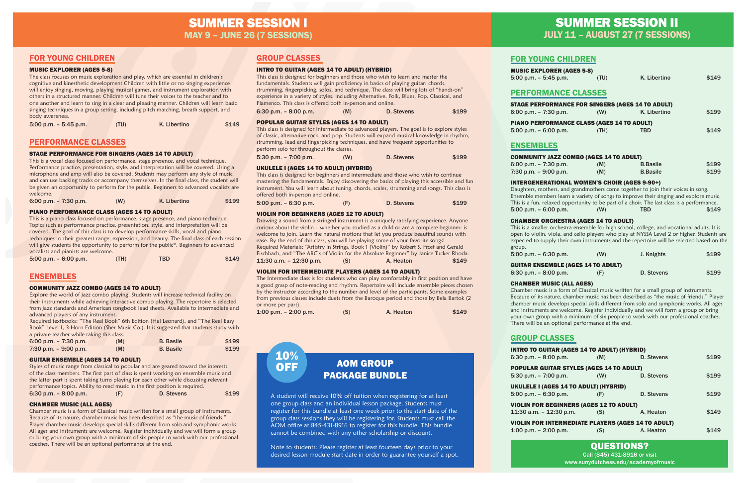# SUMMER SESSION I

## MAY 9 – JUNE 26 (7 SESSIONS)

### FOR YOUNG CHILDREN

**MUSIC EXPLORER (AGES 5-8)**

The class focuses on music exploration and play, which are essential in children's cognitive and kinesthetic development Children with little or no singing experience will enjoy singing, moving, playing musical games, and instrument exploration with others in a structured manner. Children will tune their voices to the teacher and to one another and learn to sing in a clear and pleasing manner. Children will learn basic singing techniques in a group setting, including pitch matching, breath support, and body awareness.

| | | | |
|---|---|---|---|
| 5:00 p.m. – 5:45 p.m. | (TU) | K. Libertino | $149 |

### PERFORMANCE CLASSES

**STAGE PERFORMANCE FOR SINGERS (AGES 14 TO ADULT)**

This is a vocal class focused on performance, stage presence, and vocal technique. Performance practice, presentation, style, and interpretation will be covered. Using a microphone and amp will also be covered. Students may perform any style of music and can use backing tracks or accompany themselves. In the final class, the student will be given an opportunity to perform for the public. Beginners to advanced vocalists are welcome.

| | | | |
|---|---|---|---|
| 6:00 p.m. – 7:30 p.m. | (W) | K. Libertino | $199 |

**PIANO PERFORMANCE CLASS (AGES 14 TO ADULT)**

This is a piano class focused on performance, stage presence, and piano technique. Topics such as performance practice, presentation, style, and interpretation will be covered. The goal of this class is to develop performance skills, vocal and piano techniques to their greatest range, expression, and beauty. The final class of each session will give students the opportunity to perform for the public*. Beginners to advanced vocalists and pianists are welcome.

| | | | |
|---|---|---|---|
| 5:00 p.m. – 6:00 p.m. | (TH) | TBD | $149 |

### ENSEMBLES

**COMMUNITY JAZZ COMBO (AGES 14 TO ADULT)**

Explore the world of jazz combo playing. Students will increase technical facility on their instruments while achieving interactive combo playing. The repertoire is selected from jazz standards and American songbook lead sheets. Available to intermediate and advanced players of any instrument.

Required textbooks: "The Real Book" 6th Edition (Hal Leonard), and "The Real Easy Book" Level 1, 3-Horn Edition (Sher Music Co.). It is suggested that students study with a private teacher while taking this class.

| | | | |
|---|---|---|---|
| 6:00 p.m. – 7:30 p.m. | (M) | B. Basile | $199 |
| 7:30 p.m. – 9:00 p.m. | (M) | B. Basile | $199 |

**GUITAR ENSEMBLE (AGES 14 TO ADULT)**

Styles of music range from classical to popular and are geared toward the interests of the class members. The first part of class is spent working on ensemble music and the latter part is spent taking turns playing for each other while discussing relevant performance topics. Ability to read music in the first position is required.

| | | | |
|---|---|---|---|
| 6:30 p.m. – 8:00 p.m. | (F) | D. Stevens | $199 |

**CHAMBER MUSIC (ALL AGES)**

Chamber music is a form of Classical music written for a small group of instruments. Because of its nature, chamber music has been described as "the music of friends." Player chamber music develops special skills different from solo and symphonic works. All ages and instruments are welcome. Register individually and we will form a group or bring your own group with a minimum of six people to work with our professional coaches. There will be an optional performance at the end.

### GROUP CLASSES

**INTRO TO GUITAR (AGES 14 TO ADULT) (HYBRID)**

This class is designed for beginners and those who wish to learn and master the fundamentals. Students will gain proficiency in basics of playing guitar: chords, strumming, fingerpicking, solos, and technique. The class will bring lots of "hands-on" experience in a variety of styles, including Alternative, Folk, Blues, Pop, Classical, and Flamenco. This class is offered both in-person and online.

| | | | |
|---|---|---|---|
| 6:30 p.m. – 8:00 p.m. | (M) | D. Stevens | $199 |

**POPULAR GUITAR STYLES (AGES 14 TO ADULT)**

This class is designed for intermediate to advanced players. The goal is to explore styles of classic, alternative rock, and pop. Students will expand musical knowledge in rhythm, strumming, lead and fingerpicking techniques, and have frequent opportunities to perform solo for throughout the classes.

| | | | |
|---|---|---|---|
| 5:30 p.m. – 7:00 p.m. | (W) | D. Stevens | $199 |

**UKULELE I (AGES 14 TO ADULT) (HYBRID)**

This class is designed for beginners and intermediate and those who wish to continue mastering the fundamentals. Enjoy discovering the basics of playing this accessible and fun instrument. You will learn about tuning, chords, scales, strumming and songs. This class is offered both in-person and online.

| | | | |
|---|---|---|---|
| 5:00 p.m. – 6:30 p.m. | (F) | D. Stevens | $199 |

**VIOLIN FOR BEGINNERS (AGES 12 TO ADULT)**

Drawing a sound from a stringed instrument is a uniquely satisfying experience. Anyone curious about the violin – whether you studied as a child or are a complete beginner- is welcome to join. Learn the natural motions that let you produce beautiful sounds with ease. By the end of this class, you will be playing some of your favorite songs!

Required Materials: "Artistry in Strings, Book 1 (Violin)" by Robert S. Frost and Gerald Fischbach, and "The ABC's of Violin for the Absolute Beginner" by Janice Tucker Rhoda.

| | | | |
|---|---|---|---|
| 11:30 a.m. – 12:30 p.m. | (S) | A. Heaton | $149 |

**VIOLIN FOR INTERMEDIATE PLAYERS (AGES 14 TO ADULT)**

The Intermediate class is for students who can play comfortably in first position and have a good grasp of note-reading and rhythm. Repertoire will include ensemble pieces chosen by the instructor according to the number and level of the participants. Some examples from previous classes include duets from the Baroque period and those by Bela Bartok (2 or more per part).

| | | | |
|---|---|---|---|
| 1:00 p.m. – 2:00 p.m. | (S) | A. Heaton | $149 |

### 10% OFF — AOM GROUP PACKAGE BUNDLE

A student will receive 10% off tuition when registering for at least one group class and an individual lesson package. Students must register for this bundle at least one week prior to the start date of the group class sessions they will be registering for. Students must call the AOM office at 845-431-8916 to register for this bundle. This bundle cannot be combined with any other scholarship or discount.

Note to students: Please register at least fourteen days prior to your desired lesson module start date in order to guarantee yourself a spot.

# SUMMER SESSION II

## JULY 11 – AUGUST 27 (7 SESSIONS)

### FOR YOUNG CHILDREN

**MUSIC EXPLORER (AGES 5-8)**

| | | | |
|---|---|---|---|
| 5:00 p.m. – 5:45 p.m. | (TU) | K. Libertino | $149 |

### PERFORMANCE CLASSES

**STAGE PERFORMANCE FOR SINGERS (AGES 14 TO ADULT)**

| | | | |
|---|---|---|---|
| 6:00 p.m. – 7:30 p.m. | (W) | K. Libertino | $199 |

**PIANO PERFORMANCE CLASS (AGES 14 TO ADULT)**

| | | | |
|---|---|---|---|
| 5:00 p.m. – 6:00 p.m. | (TH) | TBD | $149 |

### ENSEMBLES

**COMMUNITY JAZZ COMBO (AGES 14 TO ADULT)**

| | | | |
|---|---|---|---|
| 6:00 p.m. – 7:30 p.m. | (M) | B.Basile | $199 |
| 7:30 p.m. – 9:00 p.m. | (M) | B.Basile | $199 |

**INTERGENERATIONAL WOMEN'S CHOIR (AGES 9-90+)**

Daughters, mothers, and grandmothers come together to join their voices in song. Ensemble members learn a variety of songs to improve their singing and explore music. This is a fun, relaxed opportunity to be part of a choir. The last class is a performance.

| | | | |
|---|---|---|---|
| 5:00 p.m. – 6:00 p.m. | (W) | TBD | $149 |

**CHAMBER ORCHESTRA (AGES 14 TO ADULT)**

This is a smaller orchestra ensemble for high school, college, and vocational adults. It is open to violin, viola, and cello players who play at NYSSA Level 2 or higher. Students are expected to supply their own instruments and the repertoire will be selected based on the group.

| | | | |
|---|---|---|---|
| 5:00 p.m. – 6:30 p.m. | (W) | J. Knights | $199 |

**GUITAR ENSEMBLE (AGES 14 TO ADULT)**

| | | | |
|---|---|---|---|
| 6:30 p.m. – 8:00 p.m. | (F) | D. Stevens | $199 |

**CHAMBER MUSIC (ALL AGES)**

Chamber music is a form of Classical music written for a small group of instruments. Because of its nature, chamber music has been described as "the music of friends." Player chamber music develops special skills different from solo and symphonic works. All ages and instruments are welcome. Register individually and we will form a group or bring your own group with a minimum of six people to work with our professional coaches. There will be an optional performance at the end.

### GROUP CLASSES

**INTRO TO GUITAR (AGES 14 TO ADULT) (HYBRID)**

| | | | |
|---|---|---|---|
| 6:30 p.m. – 8:00 p.m. | (M) | D. Stevens | $199 |

**POPULAR GUITAR STYLES (AGES 14 TO ADULT)**

| | | | |
|---|---|---|---|
| 5:30 p.m. – 7:00 p.m. | (W) | D. Stevens | $199 |

**UKULELE I (AGES 14 TO ADULT) (HYBRID)**

| | | | |
|---|---|---|---|
| 5:00 p.m. – 6:30 p.m. | (F) | D. Stevens | $199 |

**VIOLIN FOR BEGINNERS (AGES 12 TO ADULT)**

| | | | |
|---|---|---|---|
| 11:30 a.m. – 12:30 p.m. | (S) | A. Heaton | $149 |

**VIOLIN FOR INTERMEDIATE PLAYERS (AGES 14 TO ADULT)**

| | | | |
|---|---|---|---|
| 1:00 p.m. – 2:00 p.m. | (S) | A. Heaton | $149 |

### QUESTIONS?

Call (845) 431-8916 or visit www.sunydutchess.edu/academyofmusic